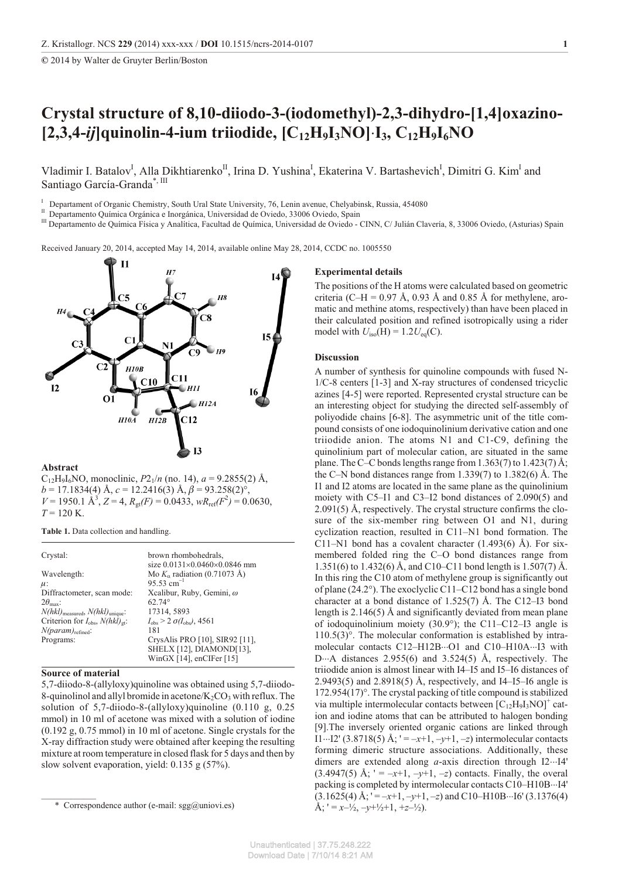© 2014 by Walter de Gruyter Berlin/Boston

# Crystal structure of 8,10-diiodo-3-(iodomethyl)-2,3-dihydro-[1,4]oxazino-[2,3,4-*ij*]quinolin-4-ium triiodide, $[C_{12}H_9I_3NO]\cdot I_3$, $C_{12}H_9I_6NO$

Vladimir I. Batalov[I], Alla Dikhtiarenko[II], Irina D. Yushina[I], Ekaterina V. Bartashevich[I], Dimitri G. Kim[I] and Santiago García-Granda[*, III]

[I] Departament of Organic Chemistry, South Ural State University, 76, Lenin avenue, Chelyabinsk, Russia, 454080

[II] Departamento Química Orgánica e Inorgánica, Universidad de Oviedo, 33006 Oviedo, Spain

[III] Departamento de Química Física y Analítica, Facultad de Química, Universidad de Oviedo - CINN, C/ Julián Clavería, 8, 33006 Oviedo, (Asturias) Spain

Received January 20, 2014, accepted May 14, 2014, available online May 28, 2014, CCDC no. 1005550

## Abstract

$C_{12}H_9I_6NO$, monoclinic, $P2_1/n$ (no. 14), $a$ = 9.2855(2) Å, $b$ = 17.1834(4) Å, $c$ = 12.2416(3) Å, $\beta$ = 93.258(2)°, $V$ = 1950.1 Å$^3$, $Z$ = 4, $R_{gt}(F)$ = 0.0433, $wR_{ref}(F^2)$ = 0.0630, $T$ = 120 K.

**Table 1.** Data collection and handling.

| | |
|---|---|
| Crystal: | brown rhombohedrals, size 0.0131×0.0460×0.0846 mm |
| Wavelength: | Mo $K_\alpha$ radiation (0.71073 Å) |
| $\mu$: | 95.53 cm$^{-1}$ |
| Diffractometer, scan mode: | Xcalibur, Ruby, Gemini, $\omega$ |
| $2\theta_{max}$: | 62.74° |
| $N(hkl)_{measured}$, $N(hkl)_{unique}$: | 17314, 5893 |
| Criterion for $I_{obs}$, $N(hkl)_{gt}$: | $I_{obs} > 2\ \sigma(I_{obs})$, 4561 |
| $N(param)_{refined}$: | 181 |
| Programs: | CrysAlis PRO [10], SIR92 [11], SHELX [12], DIAMOND[13], WinGX [14], enCIFer [15] |

## Source of material

5,7-diiodo-8-(allyloxy)quinoline was obtained using 5,7-diiodo-8-quinolinol and allyl bromide in acetone/$K_2CO_3$ with reflux. The solution of 5,7-diiodo-8-(allyloxy)quinoline (0.110 g, 0.25 mmol) in 10 ml of acetone was mixed with a solution of iodine (0.192 g, 0.75 mmol) in 10 ml of acetone. Single crystals for the X-ray diffraction study were obtained after keeping the resulting mixture at room temperature in closed flask for 5 days and then by slow solvent evaporation, yield: 0.135 g (57%).

## Experimental details

The positions of the H atoms were calculated based on geometric criteria (C–H = 0.97 Å, 0.93 Å and 0.85 Å for methylene, aromatic and methine atoms, respectively) than have been placed in their calculated position and refined isotropically using a rider model with $U_{iso}(H) = 1.2U_{eq}(C)$.

## Discussion

A number of synthesis for quinoline compounds with fused N-1/C-8 centers [1-3] and X-ray structures of condensed tricyclic azines [4-5] were reported. Represented crystal structure can be an interesting object for studying the directed self-assembly of polyiodide chains [6-8]. The asymmetric unit of the title compound consists of one iodoquinolinium derivative cation and one triiodide anion. The atoms N1 and C1-C9, defining the quinolinium part of molecular cation, are situated in the same plane. The C–C bonds lengths range from 1.363(7) to 1.423(7) Å; the C–N bond distances range from 1.339(7) to 1.382(6) Å. The I1 and I2 atoms are located in the same plane as the quinolinium moiety with C5–I1 and C3–I2 bond distances of 2.090(5) and 2.091(5) Å, respectively. The crystal structure confirms the closure of the six-member ring between O1 and N1, during cyclization reaction, resulted in C11–N1 bond formation. The C11–N1 bond has a covalent character (1.493(6) Å). For six-membered folded ring the C–O bond distances range from 1.351(6) to 1.432(6) Å, and C10–C11 bond length is 1.507(7) Å. In this ring the C10 atom of methylene group is significantly out of plane (24.2°). The exoclyclic C11–C12 bond has a single bond character at a bond distance of 1.525(7) Å. The C12–I3 bond length is 2.146(5) Å and significantly deviated from mean plane of iodoquinolinium moiety (30.9°); the C11–C12–I3 angle is 110.5(3)°. The molecular conformation is established by intramolecular contacts C12–H12B···O1 and C10–H10A···I3 with D···A distances 2.955(6) and 3.524(5) Å, respectively. The triiodide anion is almost linear with I4–I5 and I5–I6 distances of 2.9493(5) and 2.8918(5) Å, respectively, and I4–I5–I6 angle is 172.954(17)°. The crystal packing of title compound is stabilized via multiple intermolecular contacts between $[C_{12}H_9I_3NO]^+$ cation and iodine atoms that can be attributed to halogen bonding [9]. The inversely oriented organic cations are linked through I1···I2' (3.8718(5) Å; ' = –x+1, –y+1, –z) intermolecular contacts forming dimeric structure associations. Additionally, these dimers are extended along *a*-axis direction through I2···I4' (3.4947(5) Å; ' = –x+1, –y+1, –z) contacts. Finally, the overal packing is completed by intermolecular contacts C10–H10B···I4' (3.1625(4) Å; ' = –x+1, –y+1, –z) and C10–H10B···I6' (3.1376(4) Å; ' = x–½, –y+½+1, +z–½).

---

\* Correspondence author (e-mail: sgg@uniovi.es)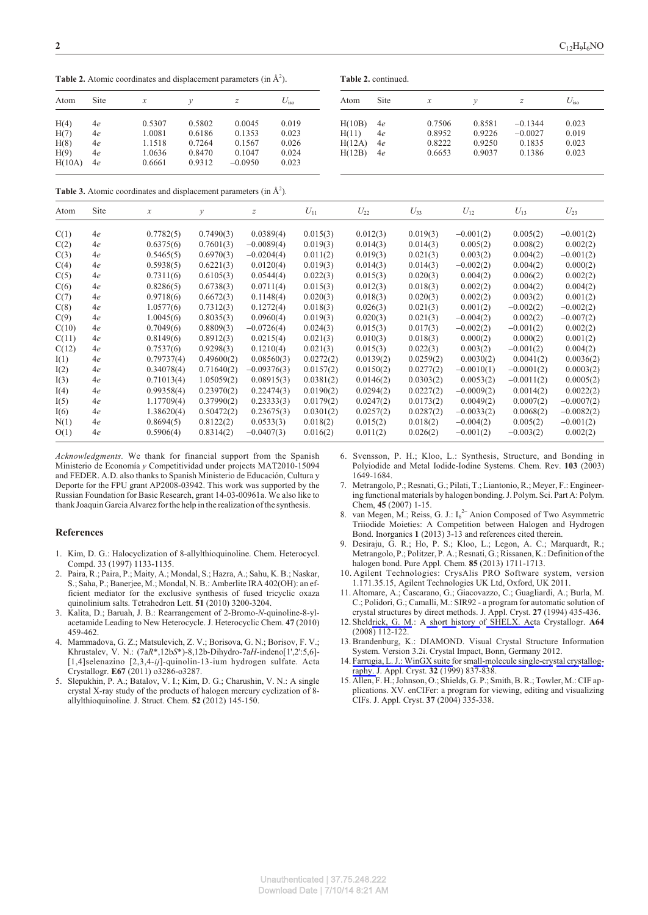**Table 2.** Atomic coordinates and displacement parameters (in Å$^2$).

| Atom | Site | $x$ | $y$ | $z$ | $U_{iso}$ |
|---|---|---|---|---|---|
| H(4) | 4*e* | 0.5307 | 0.5802 | 0.0045 | 0.019 |
| H(7) | 4*e* | 1.0081 | 0.6186 | 0.1353 | 0.023 |
| H(8) | 4*e* | 1.1518 | 0.7264 | 0.1567 | 0.026 |
| H(9) | 4*e* | 1.0636 | 0.8470 | 0.1047 | 0.024 |
| H(10A) | 4*e* | 0.6661 | 0.9312 | −0.0950 | 0.023 |
| H(10B) | 4*e* | 0.7506 | 0.8581 | −0.1344 | 0.023 |
| H(11) | 4*e* | 0.8952 | 0.9226 | −0.0027 | 0.019 |
| H(12A) | 4*e* | 0.8222 | 0.9250 | 0.1835 | 0.023 |
| H(12B) | 4*e* | 0.6653 | 0.9037 | 0.1386 | 0.023 |

**Table 3.** Atomic coordinates and displacement parameters (in Å$^2$).

| Atom | Site | $x$ | $y$ | $z$ | $U_{11}$ | $U_{22}$ | $U_{33}$ | $U_{12}$ | $U_{13}$ | $U_{23}$ |
|---|---|---|---|---|---|---|---|---|---|---|
| C(1) | 4*e* | 0.7782(5) | 0.7490(3) | 0.0389(4) | 0.015(3) | 0.012(3) | 0.019(3) | −0.001(2) | 0.005(2) | −0.001(2) |
| C(2) | 4*e* | 0.6375(6) | 0.7601(3) | −0.0089(4) | 0.019(3) | 0.014(3) | 0.014(3) | 0.005(2) | 0.008(2) | 0.002(2) |
| C(3) | 4*e* | 0.5465(5) | 0.6970(3) | −0.0204(4) | 0.011(2) | 0.019(3) | 0.021(3) | 0.003(2) | 0.004(2) | −0.001(2) |
| C(4) | 4*e* | 0.5938(5) | 0.6221(3) | 0.0120(4) | 0.019(3) | 0.014(3) | 0.014(3) | −0.002(2) | 0.004(2) | 0.000(2) |
| C(5) | 4*e* | 0.7311(6) | 0.6105(3) | 0.0544(4) | 0.022(3) | 0.015(3) | 0.020(3) | 0.004(2) | 0.006(2) | 0.002(2) |
| C(6) | 4*e* | 0.8286(5) | 0.6738(3) | 0.0711(4) | 0.015(3) | 0.012(3) | 0.018(3) | 0.002(2) | 0.004(2) | 0.004(2) |
| C(7) | 4*e* | 0.9718(6) | 0.6672(3) | 0.1148(4) | 0.020(3) | 0.018(3) | 0.020(3) | 0.002(2) | 0.003(2) | 0.001(2) |
| C(8) | 4*e* | 1.0577(6) | 0.7312(3) | 0.1272(4) | 0.018(3) | 0.026(3) | 0.021(3) | 0.001(2) | −0.002(2) | −0.002(2) |
| C(9) | 4*e* | 1.0045(6) | 0.8035(3) | 0.0960(4) | 0.019(3) | 0.020(3) | 0.021(3) | −0.004(2) | 0.002(2) | −0.007(2) |
| C(10) | 4*e* | 0.7049(6) | 0.8809(3) | −0.0726(4) | 0.024(3) | 0.015(3) | 0.017(3) | −0.002(2) | −0.001(2) | 0.002(2) |
| C(11) | 4*e* | 0.8149(6) | 0.8912(3) | 0.0215(4) | 0.021(3) | 0.010(3) | 0.018(3) | 0.000(2) | 0.000(2) | 0.001(2) |
| C(12) | 4*e* | 0.7537(6) | 0.9298(3) | 0.1210(4) | 0.021(3) | 0.015(3) | 0.022(3) | 0.003(2) | −0.001(2) | 0.004(2) |
| I(1) | 4*e* | 0.79737(4) | 0.49600(2) | 0.08560(3) | 0.0272(2) | 0.0139(2) | 0.0259(2) | 0.0030(2) | 0.0041(2) | 0.0036(2) |
| I(2) | 4*e* | 0.34078(4) | 0.71640(2) | −0.09376(3) | 0.0157(2) | 0.0150(2) | 0.0277(2) | −0.0010(1) | −0.0001(2) | 0.0003(2) |
| I(3) | 4*e* | 0.71013(4) | 1.05059(2) | 0.08915(3) | 0.0381(2) | 0.0146(2) | 0.0303(2) | 0.0053(2) | −0.0011(2) | 0.0005(2) |
| I(4) | 4*e* | 0.99358(4) | 0.23970(2) | 0.22474(3) | 0.0190(2) | 0.0294(2) | 0.0227(2) | −0.0009(2) | 0.0014(2) | 0.0022(2) |
| I(5) | 4*e* | 1.17709(4) | 0.37990(2) | 0.23333(3) | 0.0179(2) | 0.0247(2) | 0.0173(2) | 0.0049(2) | 0.0007(2) | −0.0007(2) |
| I(6) | 4*e* | 1.38620(4) | 0.50472(2) | 0.23675(3) | 0.0301(2) | 0.0257(2) | 0.0287(2) | −0.0033(2) | 0.0068(2) | −0.0082(2) |
| N(1) | 4*e* | 0.8694(5) | 0.8122(2) | 0.0533(3) | 0.018(2) | 0.015(2) | 0.018(2) | −0.004(2) | 0.005(2) | −0.001(2) |
| O(1) | 4*e* | 0.5906(4) | 0.8314(2) | −0.0407(3) | 0.016(2) | 0.011(2) | 0.026(2) | −0.001(2) | −0.003(2) | 0.002(2) |

*Acknowledgments.* We thank for financial support from the Spanish Ministerio de Economía y Competitividad under projects MAT2010-15094 and FEDER. A.D. also thanks to Spanish Ministerio de Educación, Cultura y Deporte for the FPU grant AP2008-03942. This work was supported by the Russian Foundation for Basic Research, grant 14-03-00961a. We also like to thank Joaquin Garcia Alvarez for the help in the realization of the synthesis.

## References

1. Kim, D. G.: Halocyclization of 8-allylthioquinoline. Chem. Heterocycl. Compd. 33 (1997) 1133-1135.
2. Paira, R.; Paira, P.; Maity, A.; Mondal, S.; Hazra, A.; Sahu, K. B.; Naskar, S.; Saha, P.; Banerjee, M.; Mondal, N. B.: Amberlite IRA 402(OH): an efficient mediator for the exclusive synthesis of fused tricyclic oxazaquinolinium salts. Tetrahedron Lett. **51** (2010) 3200-3204.
3. Kalita, D.; Baruah, J. B.: Rearrangement of 2-Bromo-*N*-quinoline-8-yl-acetamide Leading to New Heterocycle. J. Heterocyclic Chem. **47** (2010) 459-462.
4. Mammadova, G. Z.; Matsulevich, Z. V.; Borisova, G. N.; Borisov, F. V.; Khrustalev, V. N.: (7a*R*\*,12b*S*\*)-8,12b-Dihydro-7a*H*-indeno[1',2':5,6]-[1,4]selenazino [2,3,4-*ij*]-quinolin-13-ium hydrogen sulfate. Acta Crystallogr. **E67** (2011) o3286-o3287.
5. Slepukhin, P. A.; Batalov, V. I.; Kim, D. G.; Charushin, V. N.: A single crystal X-ray study of the products of halogen mercury cyclization of 8-allylthioquinoline. J. Struct. Chem. **52** (2012) 145-150.
6. Svensson, P. H.; Kloo, L.: Synthesis, Structure, and Bonding in Polyiodide and Metal Iodide-Iodine Systems. Chem. Rev. **103** (2003) 1649-1684.
7. Metrangolo, P.; Resnati, G.; Pilati, T.; Liantonio, R.; Meyer, F.: Engineering functional materials by halogen bonding. J. Polym. Sci. Part A: Polym. Chem, **45** (2007) 1-15.
8. van Megen, M.; Reiss, G. J.: $I_6^{2-}$ Anion Composed of Two Asymmetric Triiodide Moieties: A Competition between Halogen and Hydrogen Bond. Inorganics **1** (2013) 3-13 and references cited therein.
9. Desiraju, G. R.; Ho, P. S.; Kloo, L.; Legon, A. C.; Marquardt, R.; Metrangolo, P.; Politzer, P. A.; Resnati, G.; Rissanen, K.: Definition of the halogen bond. Pure Appl. Chem. **85** (2013) 1711-1713.
10. Agilent Technologies: CrysAlis PRO Software system, version 1.171.35.15, Agilent Technologies UK Ltd, Oxford, UK 2011.
11. Altomare, A.; Cascarano, G.; Giacovazzo, C.; Guagliardi, A.; Burla, M. C.; Polidori, G.; Camalli, M.: SIR92 - a program for automatic solution of crystal structures by direct methods. J. Appl. Cryst. **27** (1994) 435-436.
12. Sheldrick, G. M.: A short history of SHELX. Acta Crystallogr. **A64** (2008) 112-122.
13. Brandenburg, K.: DIAMOND. Visual Crystal Structure Information System. Version 3.2i. Crystal Impact, Bonn, Germany 2012.
14. Farrugia, L. J.: WinGX suite for small-molecule single-crystal crystallography. J. Appl. Cryst. **32** (1999) 837-838.
15. Allen, F. H.; Johnson, O.; Shields, G. P.; Smith, B. R.; Towler, M.: CIF applications. XV. enCIFer: a program for viewing, editing and visualizing CIFs. J. Appl. Cryst. **37** (2004) 335-338.